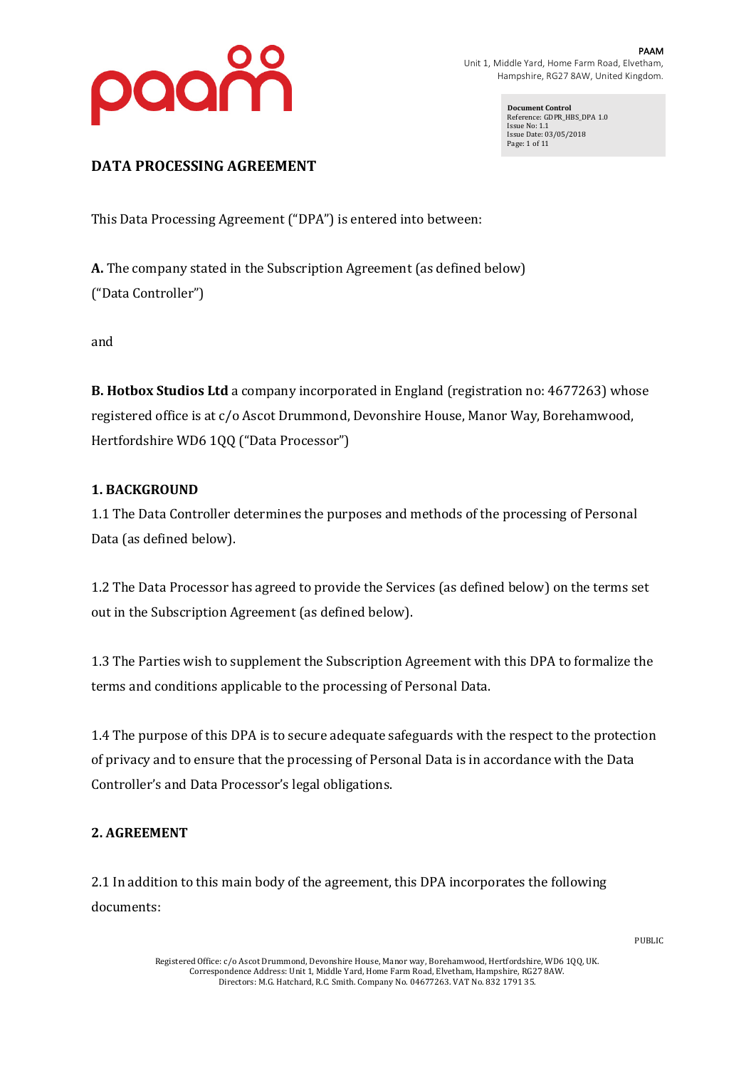PAAM
Unit 1, Middle Yard, Home Farm Road, Elvetham,
Hampshire, RG27 8AW, United Kingdom.

**Document Control**
Reference: GDPR_HBS_DPA 1.0
Issue No: 1.1
Issue Date: 03/05/2018
Page: 1 of 11

# DATA PROCESSING AGREEMENT

This Data Processing Agreement ("DPA") is entered into between:

**A.** The company stated in the Subscription Agreement (as defined below) ("Data Controller")

and

**B. Hotbox Studios Ltd** a company incorporated in England (registration no: 4677263) whose registered office is at c/o Ascot Drummond, Devonshire House, Manor Way, Borehamwood, Hertfordshire WD6 1QQ ("Data Processor")

## 1. BACKGROUND

1.1 The Data Controller determines the purposes and methods of the processing of Personal Data (as defined below).

1.2 The Data Processor has agreed to provide the Services (as defined below) on the terms set out in the Subscription Agreement (as defined below).

1.3 The Parties wish to supplement the Subscription Agreement with this DPA to formalize the terms and conditions applicable to the processing of Personal Data.

1.4 The purpose of this DPA is to secure adequate safeguards with the respect to the protection of privacy and to ensure that the processing of Personal Data is in accordance with the Data Controller's and Data Processor's legal obligations.

## 2. AGREEMENT

2.1 In addition to this main body of the agreement, this DPA incorporates the following documents:

PUBLIC

Registered Office: c/o Ascot Drummond, Devonshire House, Manor way, Borehamwood, Hertfordshire, WD6 1QQ, UK.
Correspondence Address: Unit 1, Middle Yard, Home Farm Road, Elvetham, Hampshire, RG27 8AW.
Directors: M.G. Hatchard, R.C. Smith. Company No. 04677263. VAT No. 832 1791 35.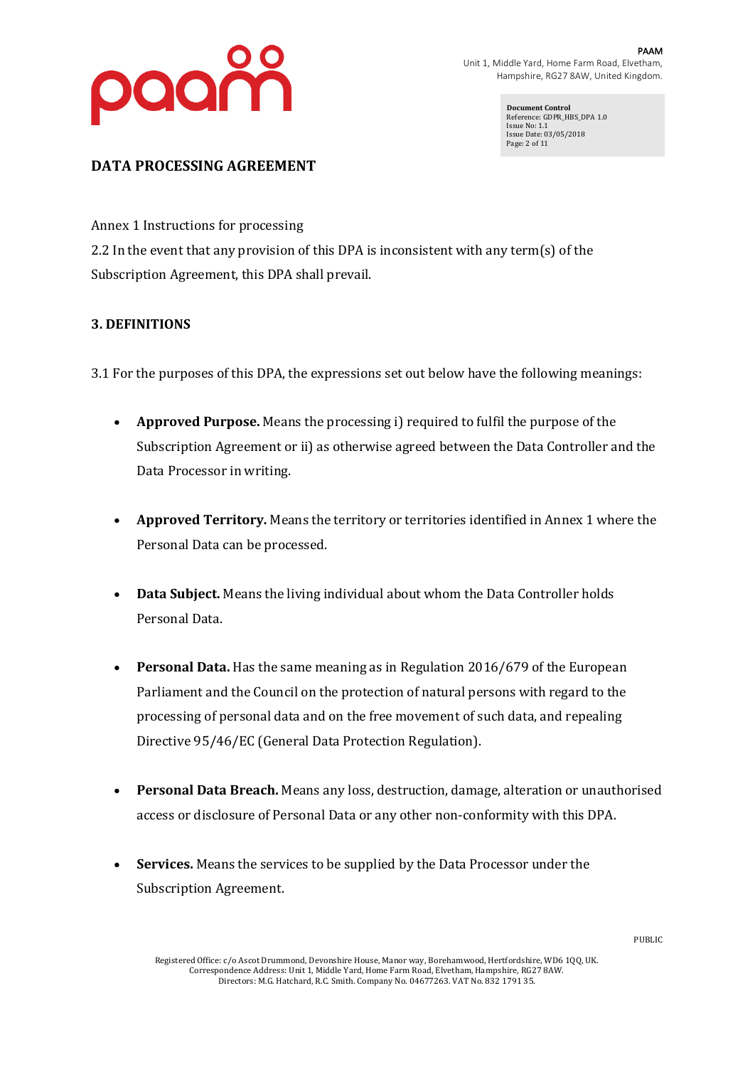## DATA PROCESSING AGREEMENT

Annex 1 Instructions for processing

2.2 In the event that any provision of this DPA is inconsistent with any term(s) of the Subscription Agreement, this DPA shall prevail.

### 3. DEFINITIONS

3.1 For the purposes of this DPA, the expressions set out below have the following meanings:

- **Approved Purpose.** Means the processing i) required to fulfil the purpose of the Subscription Agreement or ii) as otherwise agreed between the Data Controller and the Data Processor in writing.
- **Approved Territory.** Means the territory or territories identified in Annex 1 where the Personal Data can be processed.
- **Data Subject.** Means the living individual about whom the Data Controller holds Personal Data.
- **Personal Data.** Has the same meaning as in Regulation 2016/679 of the European Parliament and the Council on the protection of natural persons with regard to the processing of personal data and on the free movement of such data, and repealing Directive 95/46/EC (General Data Protection Regulation).
- **Personal Data Breach.** Means any loss, destruction, damage, alteration or unauthorised access or disclosure of Personal Data or any other non-conformity with this DPA.
- **Services.** Means the services to be supplied by the Data Processor under the Subscription Agreement.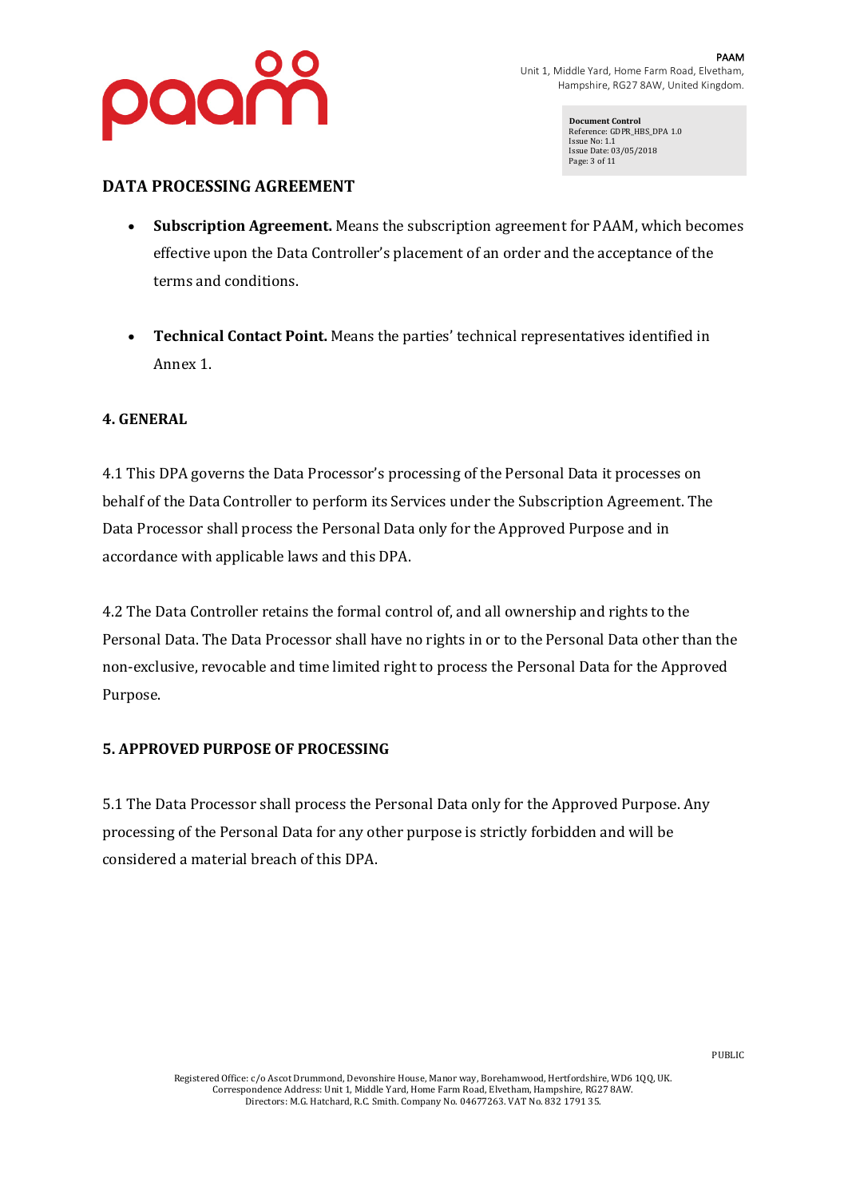## DATA PROCESSING AGREEMENT

- **Subscription Agreement.** Means the subscription agreement for PAAM, which becomes effective upon the Data Controller's placement of an order and the acceptance of the terms and conditions.

- **Technical Contact Point.** Means the parties' technical representatives identified in Annex 1.

### 4. GENERAL

4.1 This DPA governs the Data Processor's processing of the Personal Data it processes on behalf of the Data Controller to perform its Services under the Subscription Agreement. The Data Processor shall process the Personal Data only for the Approved Purpose and in accordance with applicable laws and this DPA.

4.2 The Data Controller retains the formal control of, and all ownership and rights to the Personal Data. The Data Processor shall have no rights in or to the Personal Data other than the non-exclusive, revocable and time limited right to process the Personal Data for the Approved Purpose.

### 5. APPROVED PURPOSE OF PROCESSING

5.1 The Data Processor shall process the Personal Data only for the Approved Purpose. Any processing of the Personal Data for any other purpose is strictly forbidden and will be considered a material breach of this DPA.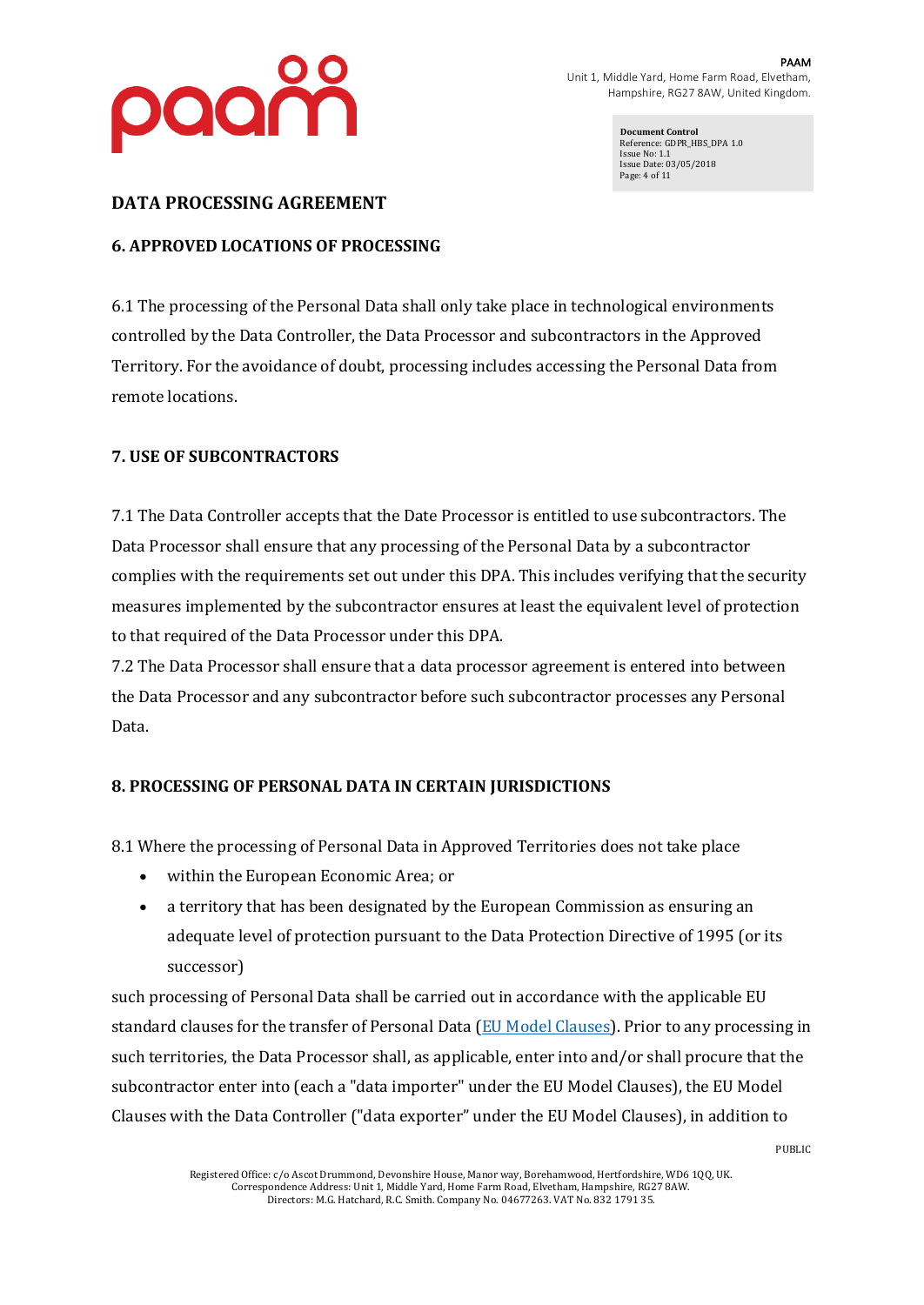# DATA PROCESSING AGREEMENT

## 6. APPROVED LOCATIONS OF PROCESSING

6.1 The processing of the Personal Data shall only take place in technological environments controlled by the Data Controller, the Data Processor and subcontractors in the Approved Territory. For the avoidance of doubt, processing includes accessing the Personal Data from remote locations.

## 7. USE OF SUBCONTRACTORS

7.1 The Data Controller accepts that the Date Processor is entitled to use subcontractors. The Data Processor shall ensure that any processing of the Personal Data by a subcontractor complies with the requirements set out under this DPA. This includes verifying that the security measures implemented by the subcontractor ensures at least the equivalent level of protection to that required of the Data Processor under this DPA.

7.2 The Data Processor shall ensure that a data processor agreement is entered into between the Data Processor and any subcontractor before such subcontractor processes any Personal Data.

## 8. PROCESSING OF PERSONAL DATA IN CERTAIN JURISDICTIONS

8.1 Where the processing of Personal Data in Approved Territories does not take place

- within the European Economic Area; or
- a territory that has been designated by the European Commission as ensuring an adequate level of protection pursuant to the Data Protection Directive of 1995 (or its successor)

such processing of Personal Data shall be carried out in accordance with the applicable EU standard clauses for the transfer of Personal Data (EU Model Clauses). Prior to any processing in such territories, the Data Processor shall, as applicable, enter into and/or shall procure that the subcontractor enter into (each a "data importer" under the EU Model Clauses), the EU Model Clauses with the Data Controller ("data exporter" under the EU Model Clauses), in addition to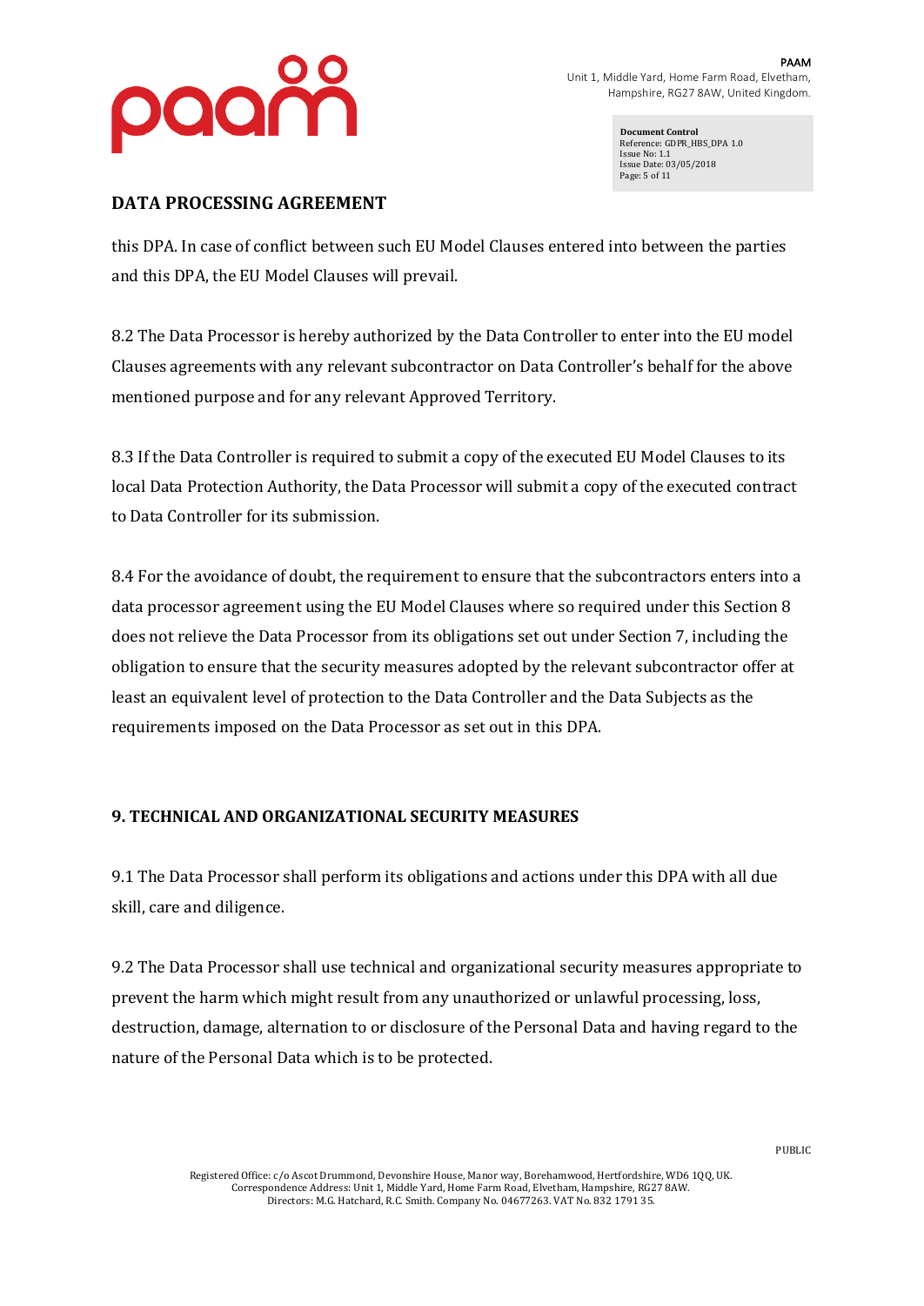this DPA. In case of conflict between such EU Model Clauses entered into between the parties and this DPA, the EU Model Clauses will prevail.

8.2 The Data Processor is hereby authorized by the Data Controller to enter into the EU model Clauses agreements with any relevant subcontractor on Data Controller's behalf for the above mentioned purpose and for any relevant Approved Territory.

8.3 If the Data Controller is required to submit a copy of the executed EU Model Clauses to its local Data Protection Authority, the Data Processor will submit a copy of the executed contract to Data Controller for its submission.

8.4 For the avoidance of doubt, the requirement to ensure that the subcontractors enters into a data processor agreement using the EU Model Clauses where so required under this Section 8 does not relieve the Data Processor from its obligations set out under Section 7, including the obligation to ensure that the security measures adopted by the relevant subcontractor offer at least an equivalent level of protection to the Data Controller and the Data Subjects as the requirements imposed on the Data Processor as set out in this DPA.

## 9. TECHNICAL AND ORGANIZATIONAL SECURITY MEASURES

9.1 The Data Processor shall perform its obligations and actions under this DPA with all due skill, care and diligence.

9.2 The Data Processor shall use technical and organizational security measures appropriate to prevent the harm which might result from any unauthorized or unlawful processing, loss, destruction, damage, alternation to or disclosure of the Personal Data and having regard to the nature of the Personal Data which is to be protected.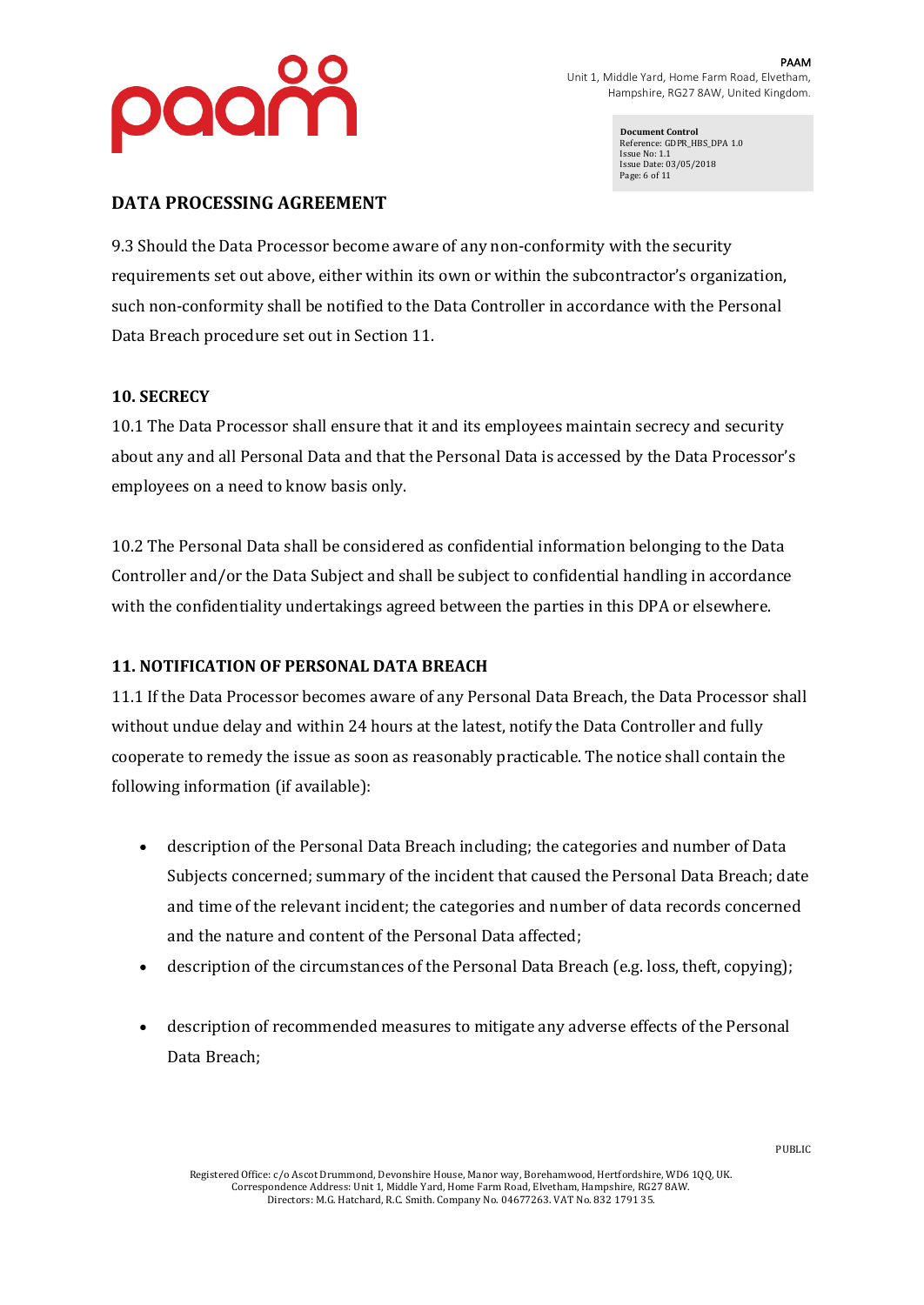## DATA PROCESSING AGREEMENT

9.3 Should the Data Processor become aware of any non-conformity with the security requirements set out above, either within its own or within the subcontractor's organization, such non-conformity shall be notified to the Data Controller in accordance with the Personal Data Breach procedure set out in Section 11.

### 10. SECRECY

10.1 The Data Processor shall ensure that it and its employees maintain secrecy and security about any and all Personal Data and that the Personal Data is accessed by the Data Processor's employees on a need to know basis only.

10.2 The Personal Data shall be considered as confidential information belonging to the Data Controller and/or the Data Subject and shall be subject to confidential handling in accordance with the confidentiality undertakings agreed between the parties in this DPA or elsewhere.

### 11. NOTIFICATION OF PERSONAL DATA BREACH

11.1 If the Data Processor becomes aware of any Personal Data Breach, the Data Processor shall without undue delay and within 24 hours at the latest, notify the Data Controller and fully cooperate to remedy the issue as soon as reasonably practicable. The notice shall contain the following information (if available):

- description of the Personal Data Breach including; the categories and number of Data Subjects concerned; summary of the incident that caused the Personal Data Breach; date and time of the relevant incident; the categories and number of data records concerned and the nature and content of the Personal Data affected;
- description of the circumstances of the Personal Data Breach (e.g. loss, theft, copying);
- description of recommended measures to mitigate any adverse effects of the Personal Data Breach;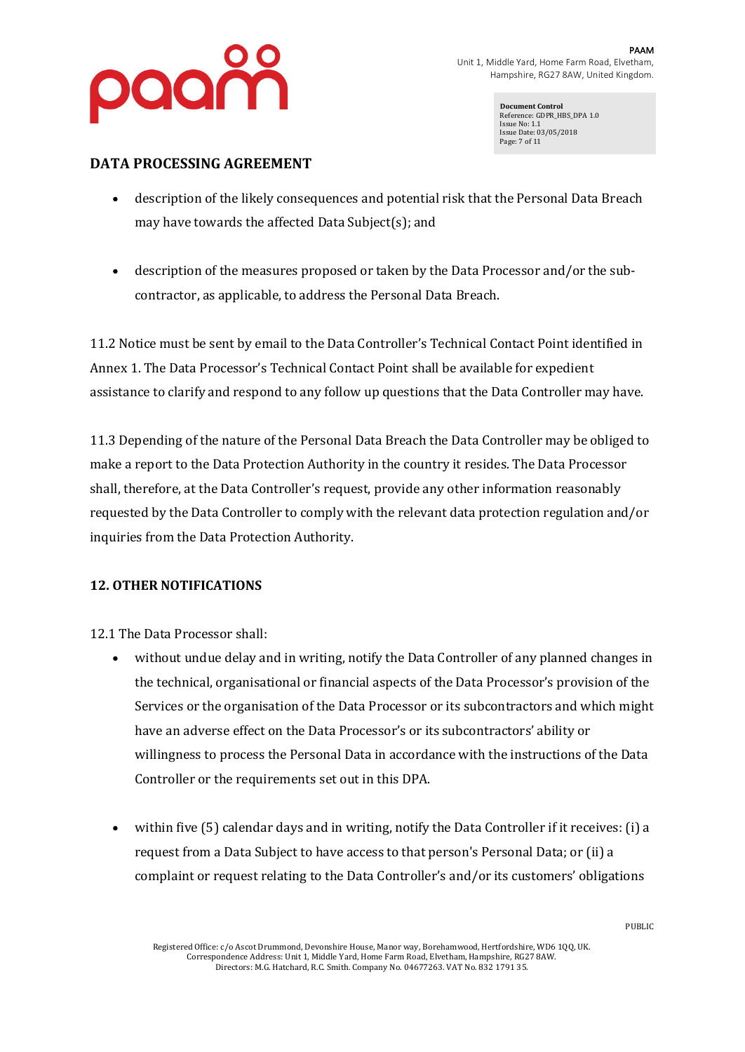- description of the likely consequences and potential risk that the Personal Data Breach may have towards the affected Data Subject(s); and
- description of the measures proposed or taken by the Data Processor and/or the sub-contractor, as applicable, to address the Personal Data Breach.

11.2 Notice must be sent by email to the Data Controller's Technical Contact Point identified in Annex 1. The Data Processor's Technical Contact Point shall be available for expedient assistance to clarify and respond to any follow up questions that the Data Controller may have.

11.3 Depending of the nature of the Personal Data Breach the Data Controller may be obliged to make a report to the Data Protection Authority in the country it resides. The Data Processor shall, therefore, at the Data Controller's request, provide any other information reasonably requested by the Data Controller to comply with the relevant data protection regulation and/or inquiries from the Data Protection Authority.

## 12. OTHER NOTIFICATIONS

12.1 The Data Processor shall:

- without undue delay and in writing, notify the Data Controller of any planned changes in the technical, organisational or financial aspects of the Data Processor's provision of the Services or the organisation of the Data Processor or its subcontractors and which might have an adverse effect on the Data Processor's or its subcontractors' ability or willingness to process the Personal Data in accordance with the instructions of the Data Controller or the requirements set out in this DPA.
- within five (5) calendar days and in writing, notify the Data Controller if it receives: (i) a request from a Data Subject to have access to that person's Personal Data; or (ii) a complaint or request relating to the Data Controller's and/or its customers' obligations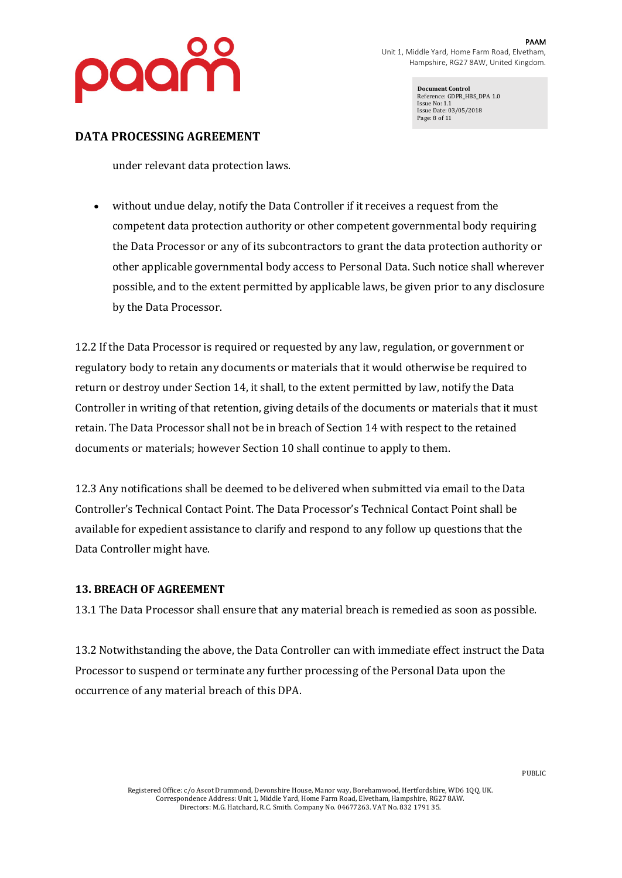under relevant data protection laws.

- without undue delay, notify the Data Controller if it receives a request from the competent data protection authority or other competent governmental body requiring the Data Processor or any of its subcontractors to grant the data protection authority or other applicable governmental body access to Personal Data. Such notice shall wherever possible, and to the extent permitted by applicable laws, be given prior to any disclosure by the Data Processor.

12.2 If the Data Processor is required or requested by any law, regulation, or government or regulatory body to retain any documents or materials that it would otherwise be required to return or destroy under Section 14, it shall, to the extent permitted by law, notify the Data Controller in writing of that retention, giving details of the documents or materials that it must retain. The Data Processor shall not be in breach of Section 14 with respect to the retained documents or materials; however Section 10 shall continue to apply to them.

12.3 Any notifications shall be deemed to be delivered when submitted via email to the Data Controller's Technical Contact Point. The Data Processor's Technical Contact Point shall be available for expedient assistance to clarify and respond to any follow up questions that the Data Controller might have.

## 13. BREACH OF AGREEMENT

13.1 The Data Processor shall ensure that any material breach is remedied as soon as possible.

13.2 Notwithstanding the above, the Data Controller can with immediate effect instruct the Data Processor to suspend or terminate any further processing of the Personal Data upon the occurrence of any material breach of this DPA.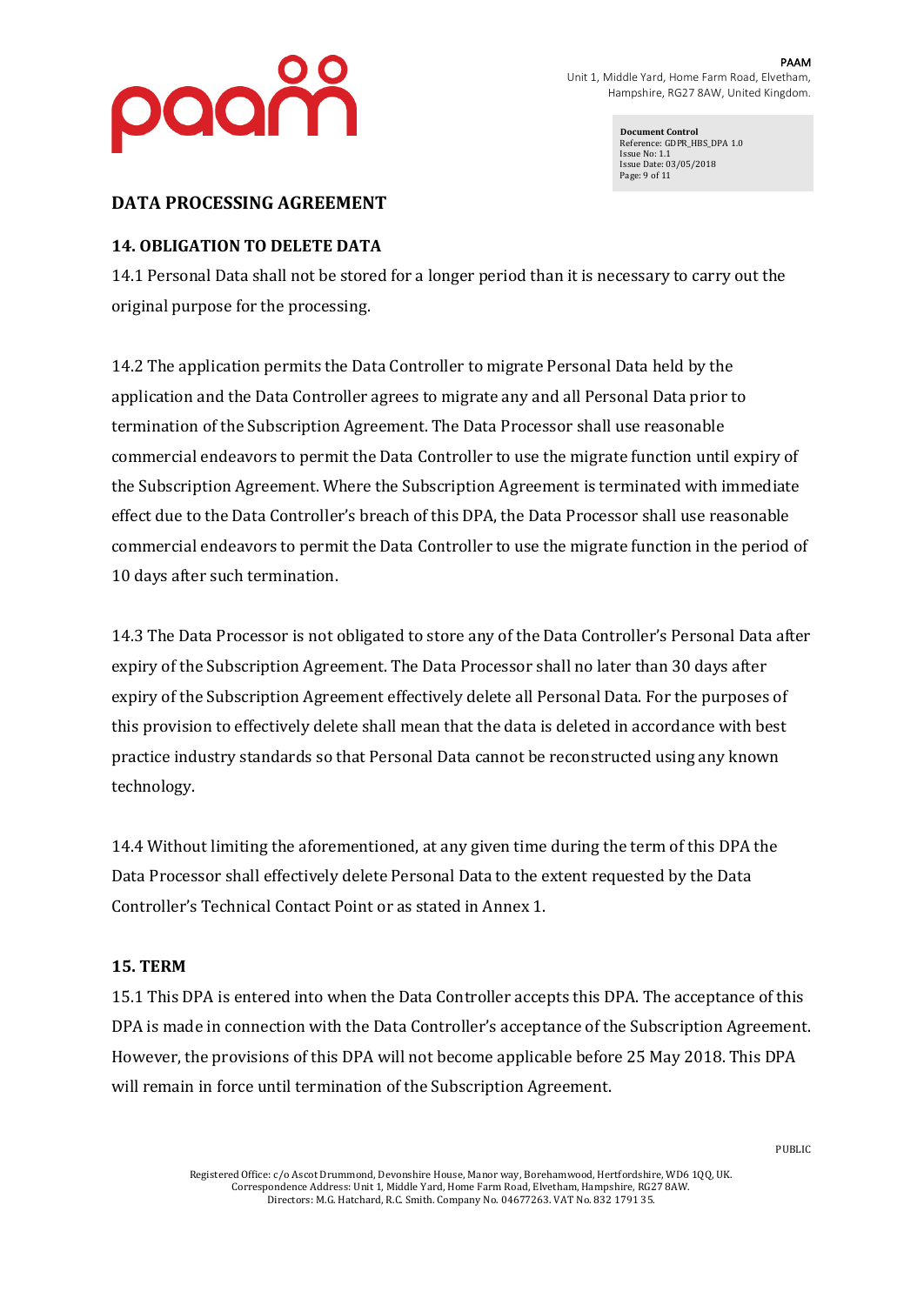## DATA PROCESSING AGREEMENT

### 14. OBLIGATION TO DELETE DATA

14.1 Personal Data shall not be stored for a longer period than it is necessary to carry out the original purpose for the processing.

14.2 The application permits the Data Controller to migrate Personal Data held by the application and the Data Controller agrees to migrate any and all Personal Data prior to termination of the Subscription Agreement. The Data Processor shall use reasonable commercial endeavors to permit the Data Controller to use the migrate function until expiry of the Subscription Agreement. Where the Subscription Agreement is terminated with immediate effect due to the Data Controller's breach of this DPA, the Data Processor shall use reasonable commercial endeavors to permit the Data Controller to use the migrate function in the period of 10 days after such termination.

14.3 The Data Processor is not obligated to store any of the Data Controller's Personal Data after expiry of the Subscription Agreement. The Data Processor shall no later than 30 days after expiry of the Subscription Agreement effectively delete all Personal Data. For the purposes of this provision to effectively delete shall mean that the data is deleted in accordance with best practice industry standards so that Personal Data cannot be reconstructed using any known technology.

14.4 Without limiting the aforementioned, at any given time during the term of this DPA the Data Processor shall effectively delete Personal Data to the extent requested by the Data Controller's Technical Contact Point or as stated in Annex 1.

### 15. TERM

15.1 This DPA is entered into when the Data Controller accepts this DPA. The acceptance of this DPA is made in connection with the Data Controller's acceptance of the Subscription Agreement. However, the provisions of this DPA will not become applicable before 25 May 2018. This DPA will remain in force until termination of the Subscription Agreement.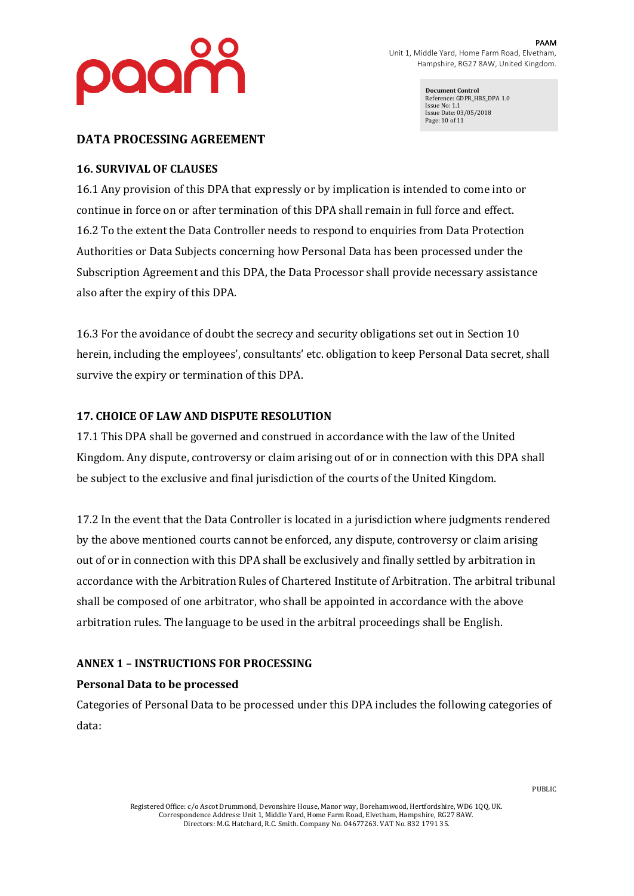## DATA PROCESSING AGREEMENT

### 16. SURVIVAL OF CLAUSES

16.1 Any provision of this DPA that expressly or by implication is intended to come into or continue in force on or after termination of this DPA shall remain in full force and effect.
16.2 To the extent the Data Controller needs to respond to enquiries from Data Protection Authorities or Data Subjects concerning how Personal Data has been processed under the Subscription Agreement and this DPA, the Data Processor shall provide necessary assistance also after the expiry of this DPA.

16.3 For the avoidance of doubt the secrecy and security obligations set out in Section 10 herein, including the employees', consultants' etc. obligation to keep Personal Data secret, shall survive the expiry or termination of this DPA.

### 17. CHOICE OF LAW AND DISPUTE RESOLUTION

17.1 This DPA shall be governed and construed in accordance with the law of the United Kingdom. Any dispute, controversy or claim arising out of or in connection with this DPA shall be subject to the exclusive and final jurisdiction of the courts of the United Kingdom.

17.2 In the event that the Data Controller is located in a jurisdiction where judgments rendered by the above mentioned courts cannot be enforced, any dispute, controversy or claim arising out of or in connection with this DPA shall be exclusively and finally settled by arbitration in accordance with the Arbitration Rules of Chartered Institute of Arbitration. The arbitral tribunal shall be composed of one arbitrator, who shall be appointed in accordance with the above arbitration rules. The language to be used in the arbitral proceedings shall be English.

### ANNEX 1 – INSTRUCTIONS FOR PROCESSING

**Personal Data to be processed**

Categories of Personal Data to be processed under this DPA includes the following categories of data: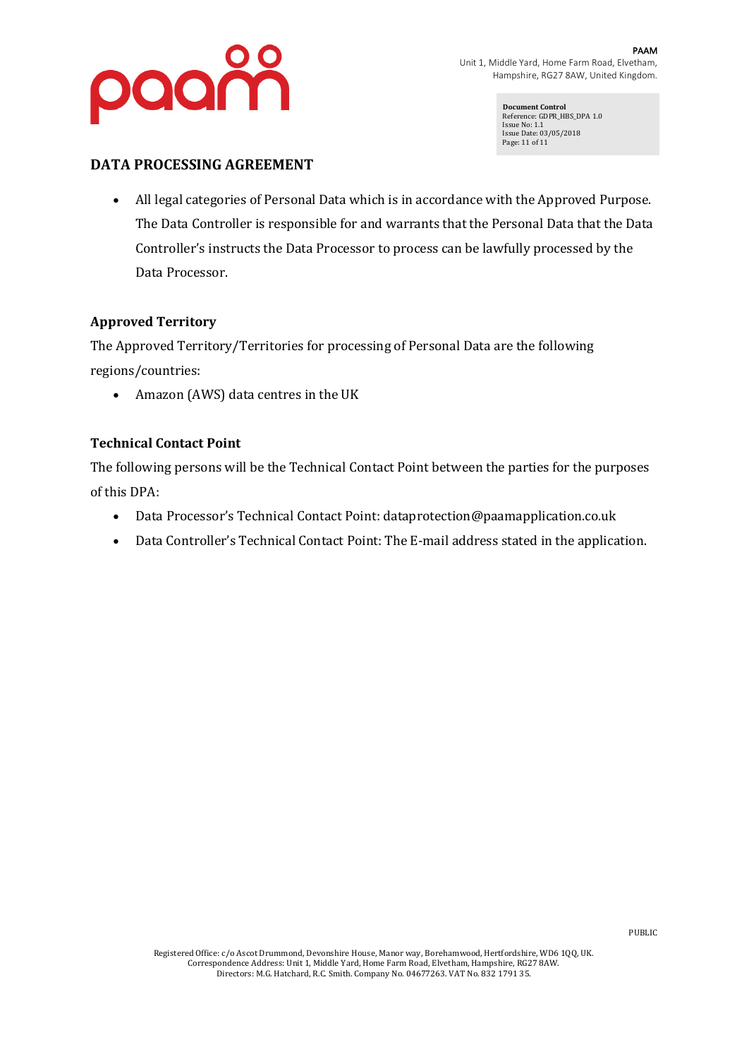## DATA PROCESSING AGREEMENT

- All legal categories of Personal Data which is in accordance with the Approved Purpose. The Data Controller is responsible for and warrants that the Personal Data that the Data Controller's instructs the Data Processor to process can be lawfully processed by the Data Processor.

### Approved Territory

The Approved Territory/Territories for processing of Personal Data are the following regions/countries:

- Amazon (AWS) data centres in the UK

### Technical Contact Point

The following persons will be the Technical Contact Point between the parties for the purposes of this DPA:

- Data Processor's Technical Contact Point: dataprotection@paamapplication.co.uk
- Data Controller's Technical Contact Point: The E-mail address stated in the application.